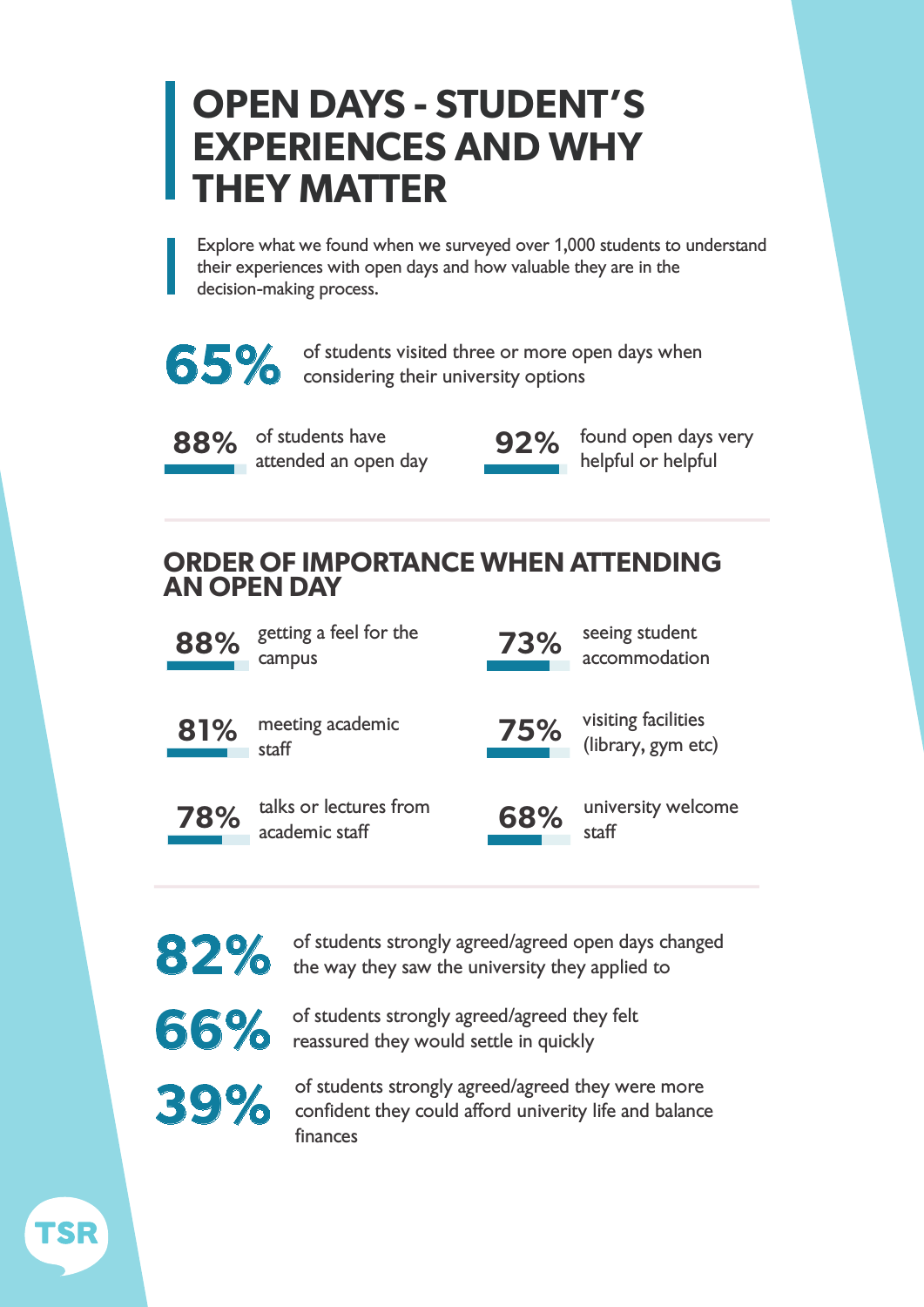# OPEN DAYS - STUDENT'S EXPERIENCES AND WHY THEY MATTER

Explore what we found when we surveyed over 1,000 students to understand their experiences with open days and how valuable they are in the decision-making process.

**65%** of students visited three or more open days when considering their university options

**88%** of students have attended an open day

**92%** found open days very helpful or helpful

## ORDER OF IMPORTANCE WHEN ATTENDING AN OPEN DAY

**88%** getting a feel for the campus

**81%** meeting academic staff

**78%** talks or lectures from academic staff

**73%** seeing student accommodation

**75%** visiting facilities (library, gym etc)

**68%** university welcome staff

**82%** of students strongly agreed/agreed open days changed the way they saw the university they applied to

**66%** of students strongly agreed/agreed they felt reassured they would settle in quickly

**39%** of students strongly agreed/agreed they were more confident they could afford univerity life and balance finances

TSR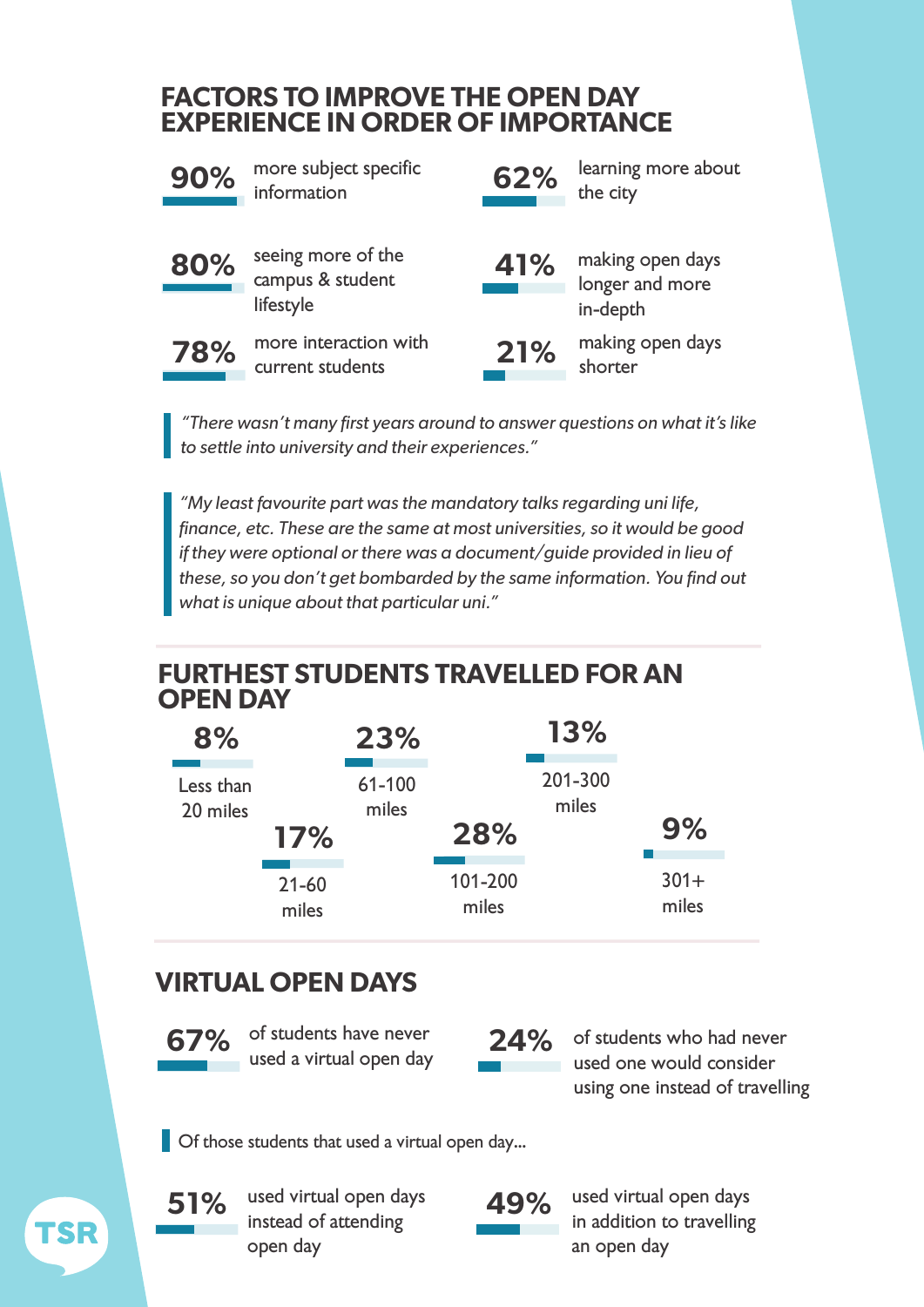## FACTORS TO IMPROVE THE OPEN DAY EXPERIENCE IN ORDER OF IMPORTANCE

**90%** more subject specific information

**80%** seeing more of the campus & student lifestyle

**78%** more interaction with current students

**62%** learning more about the city

**41%** making open days longer and more in-depth

**21%** making open days shorter

> *"There wasn't many first years around to answer questions on what it's like to settle into university and their experiences."*

> *"My least favourite part was the mandatory talks regarding uni life, finance, etc. These are the same at most universities, so it would be good if they were optional or there was a document/guide provided in lieu of these, so you don't get bombarded by the same information. You find out what is unique about that particular uni."*

## FURTHEST STUDENTS TRAVELLED FOR AN OPEN DAY

**8%** Less than 20 miles

**17%** 21-60 miles

**23%** 61-100 miles

**28%** 101-200 miles

**13%** 201-300 miles

**9%** 301+ miles

## VIRTUAL OPEN DAYS

**67%** of students have never used a virtual open day

**24%** of students who had never used one would consider using one instead of travelling

Of those students that used a virtual open day...

**51%** used virtual open days instead of attending open day

**49%** used virtual open days in addition to travelling an open day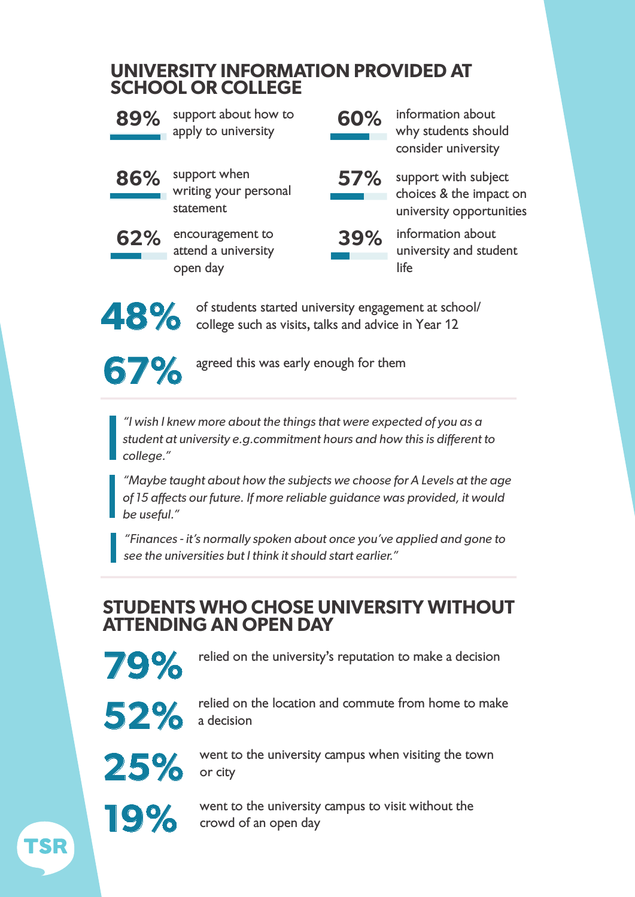## UNIVERSITY INFORMATION PROVIDED AT SCHOOL OR COLLEGE

**89%** support about how to apply to university

**86%** support when writing your personal statement

**62%** encouragement to attend a university open day

**60%** information about why students should consider university

**57%** support with subject choices & the impact on university opportunities

**39%** information about university and student life

**48%** of students started university engagement at school/ college such as visits, talks and advice in Year 12

**67%** agreed this was early enough for them

*"I wish I knew more about the things that were expected of you as a student at university e.g.commitment hours and how this is different to college."*

*"Maybe taught about how the subjects we choose for A Levels at the age of 15 affects our future. If more reliable guidance was provided, it would be useful."*

*"Finances - it's normally spoken about once you've applied and gone to see the universities but I think it should start earlier."*

## STUDENTS WHO CHOSE UNIVERSITY WITHOUT ATTENDING AN OPEN DAY

**79%** relied on the university's reputation to make a decision

**52%** relied on the location and commute from home to make a decision

**25%** went to the university campus when visiting the town or city

**19%** went to the university campus to visit without the crowd of an open day